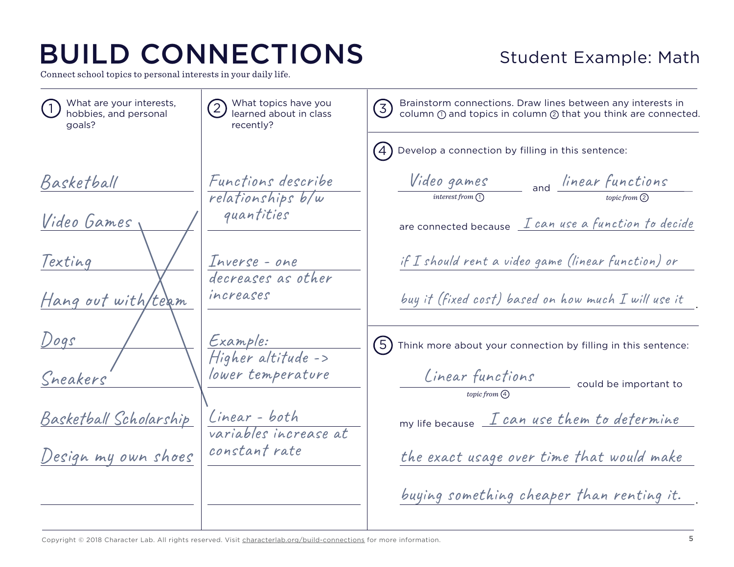# BUILD CONNECTIONS

Student Example: Math

Connect school topics to personal interests in your daily life.

| ① What are your interests, hobbies, and personal goals? | ② What topics have you learned about in class recently? |
| --- | --- |
| Basketball | Functions describe relationships b/w quantities |
| Video Games | |
| Texting | Inverse - one decreases as other increases |
| Hang out with team | |
| Dogs | Example: Higher altitude -> lower temperature |
| Sneakers | |
| Basketball Scholarship | Linear - both variables increase at constant rate |
| Design my own shoes | |

③ Brainstorm connections. Draw lines between any interests in column ① and topics in column ② that you think are connected.

④ Develop a connection by filling in this sentence:

Video games (*interest from ①*) and linear functions (*topic from ②*) are connected because I can use a function to decide if I should rent a video game (linear function) or buy it (fixed cost) based on how much I will use it.

⑤ Think more about your connection by filling in this sentence:

Linear functions (*topic from ④*) could be important to my life because I can use them to determine the exact usage over time that would make buying something cheaper than renting it.

Copyright © 2018 Character Lab. All rights reserved. Visit characterlab.org/build-connections for more information.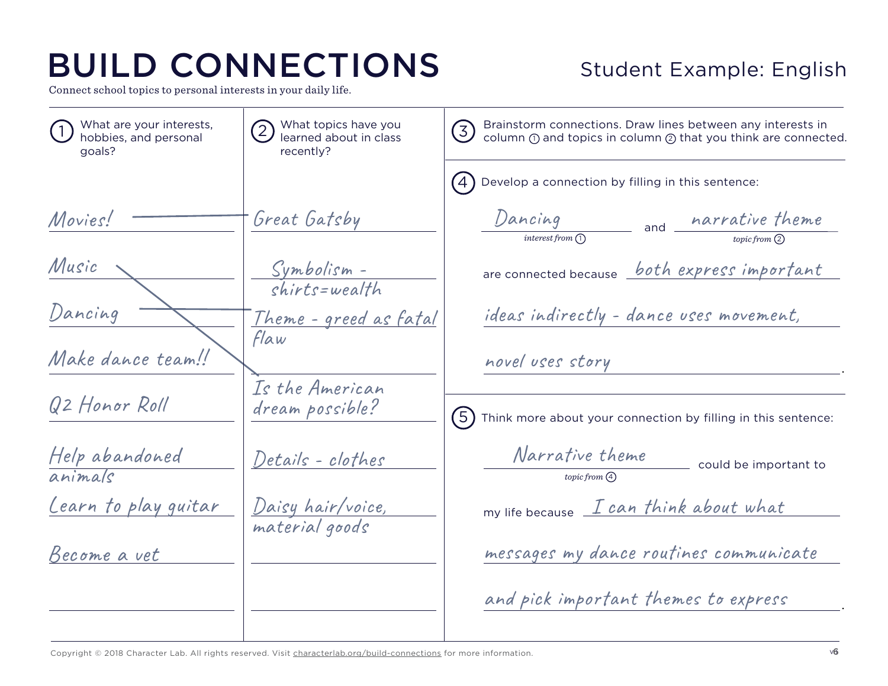# BUILD CONNECTIONS

**Student Example: English**

Connect school topics to personal interests in your daily life.

| ① What are your interests, hobbies, and personal goals? | ② What topics have you learned about in class recently? |
| --- | --- |
| Movies! | Great Gatsby |
| Music | Symbolism - shirts=wealth |
| Dancing | Theme - greed as fatal flaw |
| Make dance team!! | |
| Q2 Honor Roll | Is the American dream possible? |
| Help abandoned animals | Details - clothes |
| Learn to play guitar | Daisy hair/voice, material goods |
| Become a vet | |

③ Brainstorm connections. Draw lines between any interests in column ① and topics in column ② that you think are connected.

Connections drawn: Movies! — Great Gatsby; Music — Is the American dream possible?; Dancing — Theme - greed as fatal flaw

④ Develop a connection by filling in this sentence:

Dancing (*interest from ①*) and narrative theme (*topic from ②*) are connected because both express important ideas indirectly - dance uses movement, novel uses story.

⑤ Think more about your connection by filling in this sentence:

Narrative theme (*topic from ④*) could be important to my life because I can think about what messages my dance routines communicate and pick important themes to express.

Copyright © 2018 Character Lab. All rights reserved. Visit characterlab.org/build-connections for more information.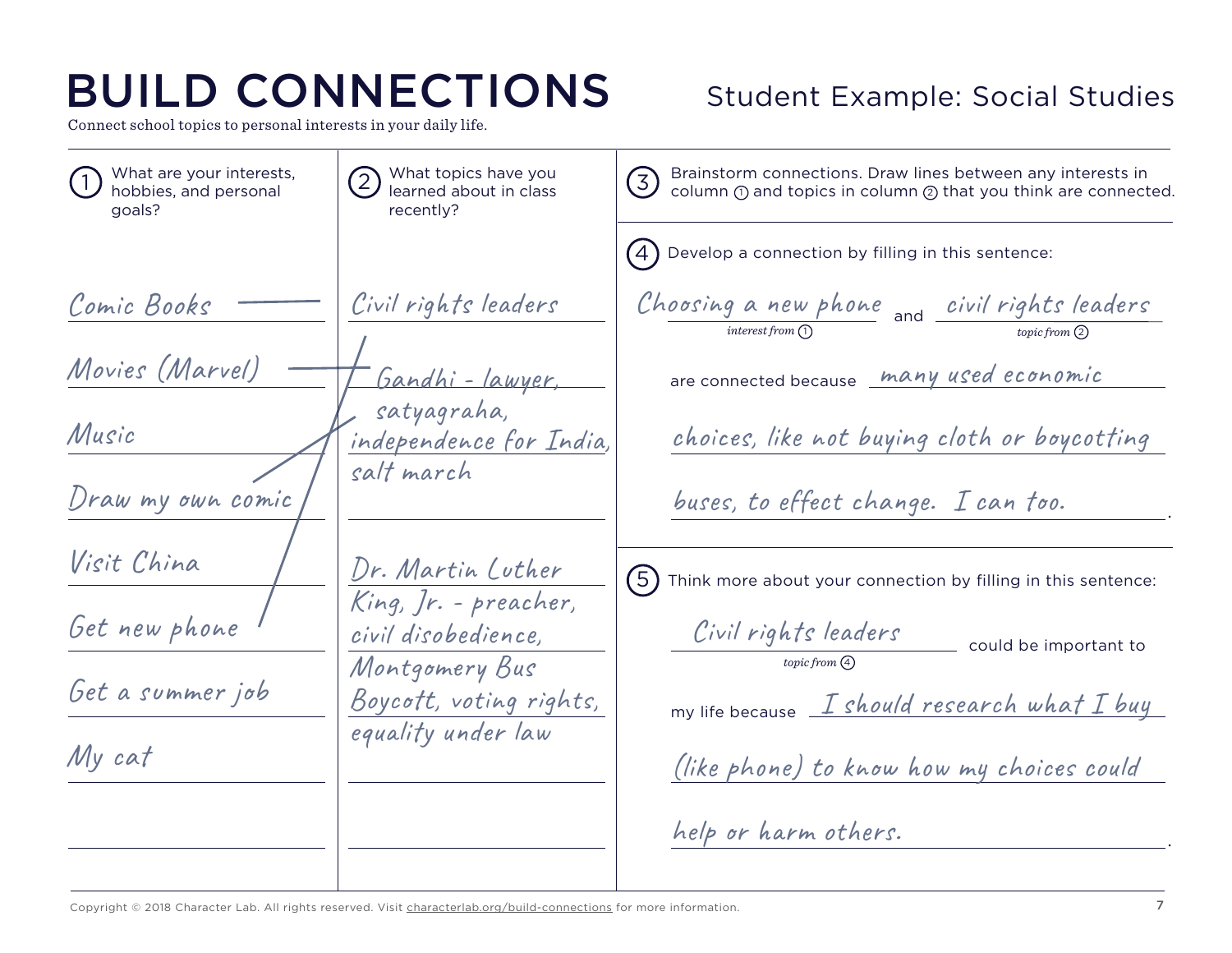# BUILD CONNECTIONS

Student Example: Social Studies

Connect school topics to personal interests in your daily life.

| ① What are your interests, hobbies, and personal goals? | ② What topics have you learned about in class recently? |
| --- | --- |
| Comic Books | Civil rights leaders |
| Movies (Marvel) | Gandhi - lawyer, satyagraha, independence for India, salt march |
| Music | |
| Draw my own comic | |
| Visit China | Dr. Martin Luther King, Jr. - preacher, civil disobedience, Montgomery Bus Boycott, voting rights, equality under law |
| Get new phone | |
| Get a summer job | |
| My cat | |

③ Brainstorm connections. Draw lines between any interests in column ① and topics in column ② that you think are connected.

④ Develop a connection by filling in this sentence:

Choosing a new phone (*interest from ①*) and civil rights leaders (*topic from ②*) are connected because many used economic choices, like not buying cloth or boycotting buses, to effect change. I can too.

⑤ Think more about your connection by filling in this sentence:

Civil rights leaders (*topic from ④*) could be important to my life because I should research what I buy (like phone) to know how my choices could help or harm others.

Copyright © 2018 Character Lab. All rights reserved. Visit characterlab.org/build-connections for more information.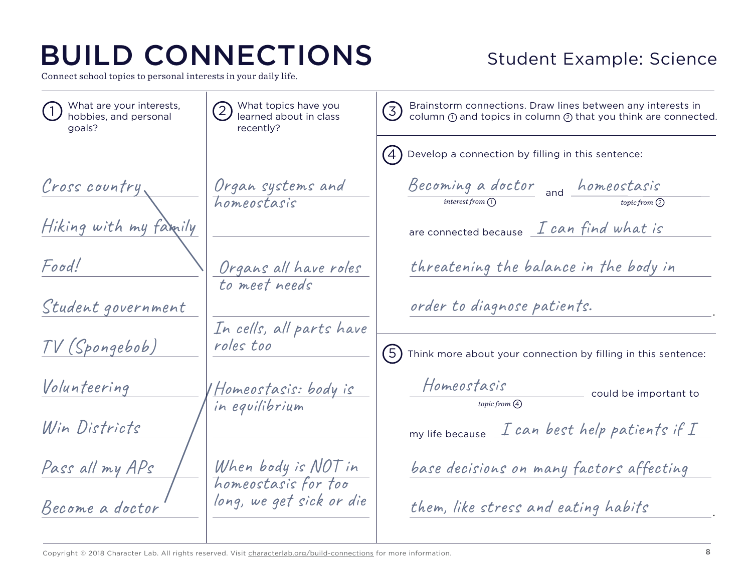# BUILD CONNECTIONS

Student Example: Science

Connect school topics to personal interests in your daily life.

| ① What are your interests, hobbies, and personal goals? | ② What topics have you learned about in class recently? |
| --- | --- |
| Cross country | Organ systems and homeostasis |
| Hiking with my family | |
| Food! | Organs all have roles to meet needs |
| Student government | |
| TV (Spongebob) | In cells, all parts have roles too |
| Volunteering | Homeostasis: body is in equilibrium |
| Win Districts | |
| Pass all my APs | When body is NOT in homeostasis for too long, we get sick or die |
| Become a doctor | |

③ Brainstorm connections. Draw lines between any interests in column ① and topics in column ② that you think are connected.

④ Develop a connection by filling in this sentence:

Becoming a doctor (*interest from ①*) and homeostasis (*topic from ②*) are connected because I can find what is threatening the balance in the body in order to diagnose patients.

⑤ Think more about your connection by filling in this sentence:

Homeostasis (*topic from ④*) could be important to my life because I can best help patients if I base decisions on many factors affecting them, like stress and eating habits.

Copyright © 2018 Character Lab. All rights reserved. Visit characterlab.org/build-connections for more information.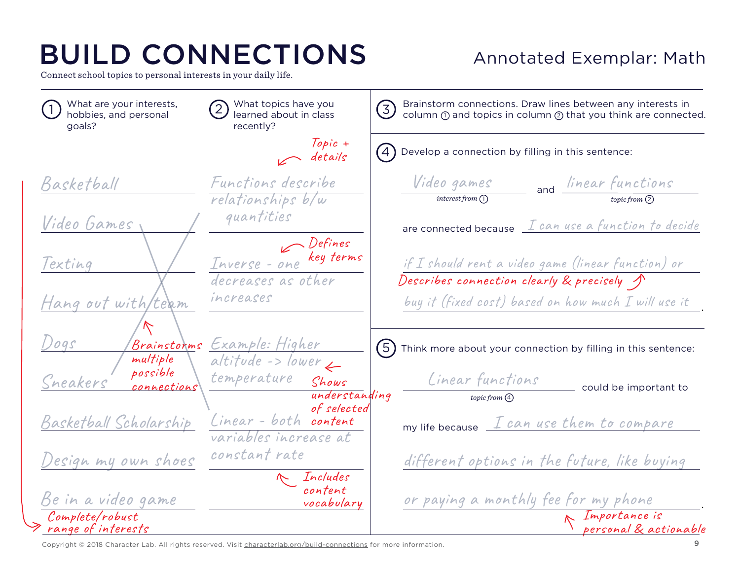# BUILD CONNECTIONS

Annotated Exemplar: Math

Connect school topics to personal interests in your daily life.

| ① What are your interests, hobbies, and personal goals? | ② What topics have you learned about in class recently? |
| --- | --- |
| Basketball | Functions describe relationships b/w quantities |
| Video Games | |
| Texting | Inverse - one decreases as other increases |
| Hang out with team | |
| Dogs | Example: Higher altitude -> lower temperature |
| Sneakers | |
| Basketball Scholarship | Linear - both variables increase at constant rate |
| Design my own shoes | |
| Be in a video game | |

*Annotations:* Topic + details · Defines key terms · Shows understanding of selected content · Includes content vocabulary · Brainstorms multiple possible connections · Complete/robust range of interests

③ Brainstorm connections. Draw lines between any interests in column ① and topics in column ② that you think are connected.

④ Develop a connection by filling in this sentence:

Video games (interest from ①) and linear functions (topic from ②) are connected because I can use a function to decide if I should rent a video game (linear function) or buy it (fixed cost) based on how much I will use it.

*Annotation:* Describes connection clearly & precisely

⑤ Think more about your connection by filling in this sentence:

Linear functions (topic from ④) could be important to my life because I can use them to compare different options in the future, like buying or paying a monthly fee for my phone.

*Annotation:* Importance is personal & actionable

Copyright © 2018 Character Lab. All rights reserved. Visit characterlab.org/build-connections for more information.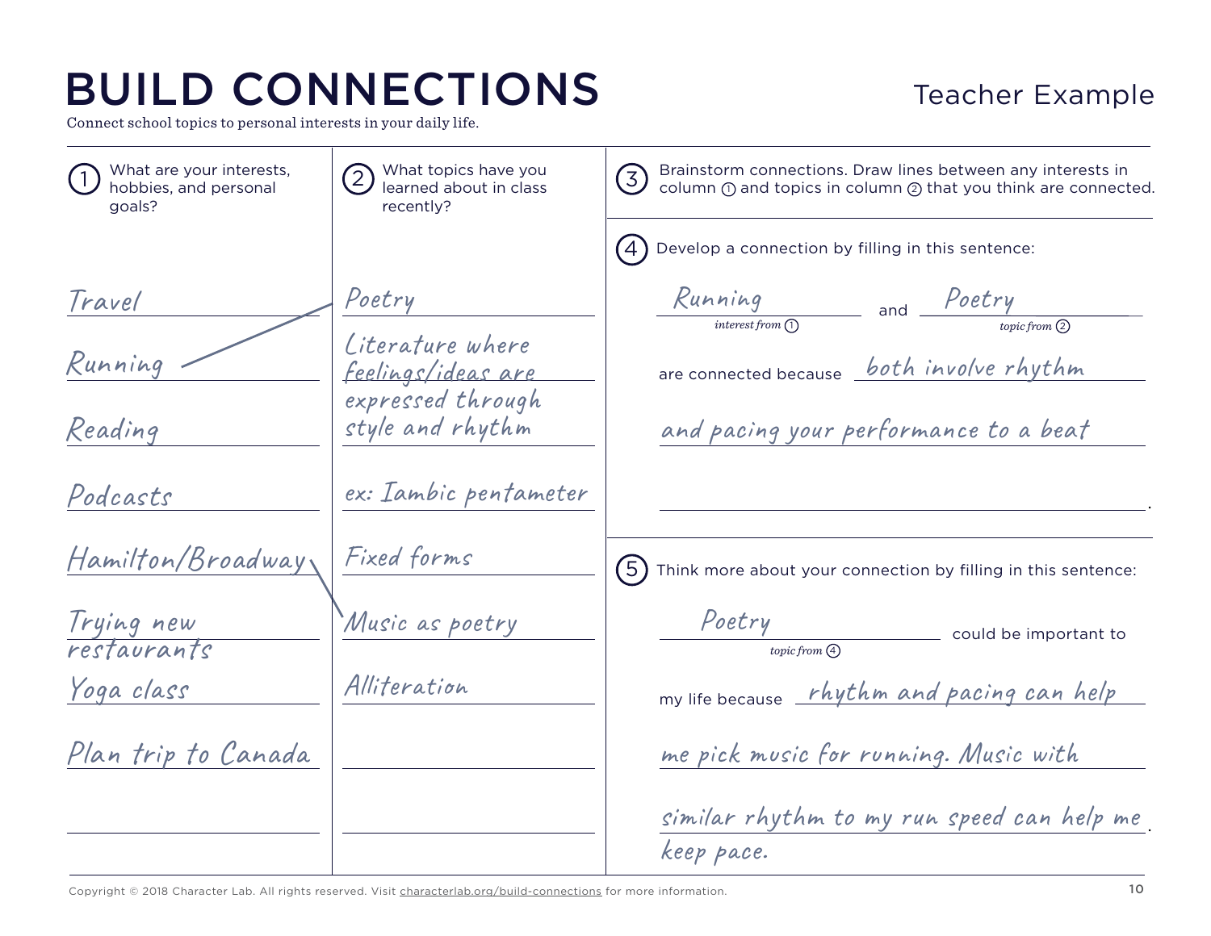# BUILD CONNECTIONS

Teacher Example

Connect school topics to personal interests in your daily life.

| ① What are your interests, hobbies, and personal goals? | ② What topics have you learned about in class recently? |
| --- | --- |
| Travel | Poetry |
| Running | Literature where feelings/ideas are expressed through style and rhythm |
| Reading | |
| Podcasts | ex: Iambic pentameter |
| Hamilton/Broadway | Fixed forms |
| Trying new restaurants | Music as poetry |
| Yoga class | Alliteration |
| Plan trip to Canada | |

③ Brainstorm connections. Draw lines between any interests in column ① and topics in column ② that you think are connected.

④ Develop a connection by filling in this sentence:

Running (*interest from ①*) and Poetry (*topic from ②*) are connected because both involve rhythm and pacing your performance to a beat.

⑤ Think more about your connection by filling in this sentence:

Poetry (*topic from ④*) could be important to my life because rhythm and pacing can help me pick music for running. Music with similar rhythm to my run speed can help me keep pace.

Copyright © 2018 Character Lab. All rights reserved. Visit characterlab.org/build-connections for more information.